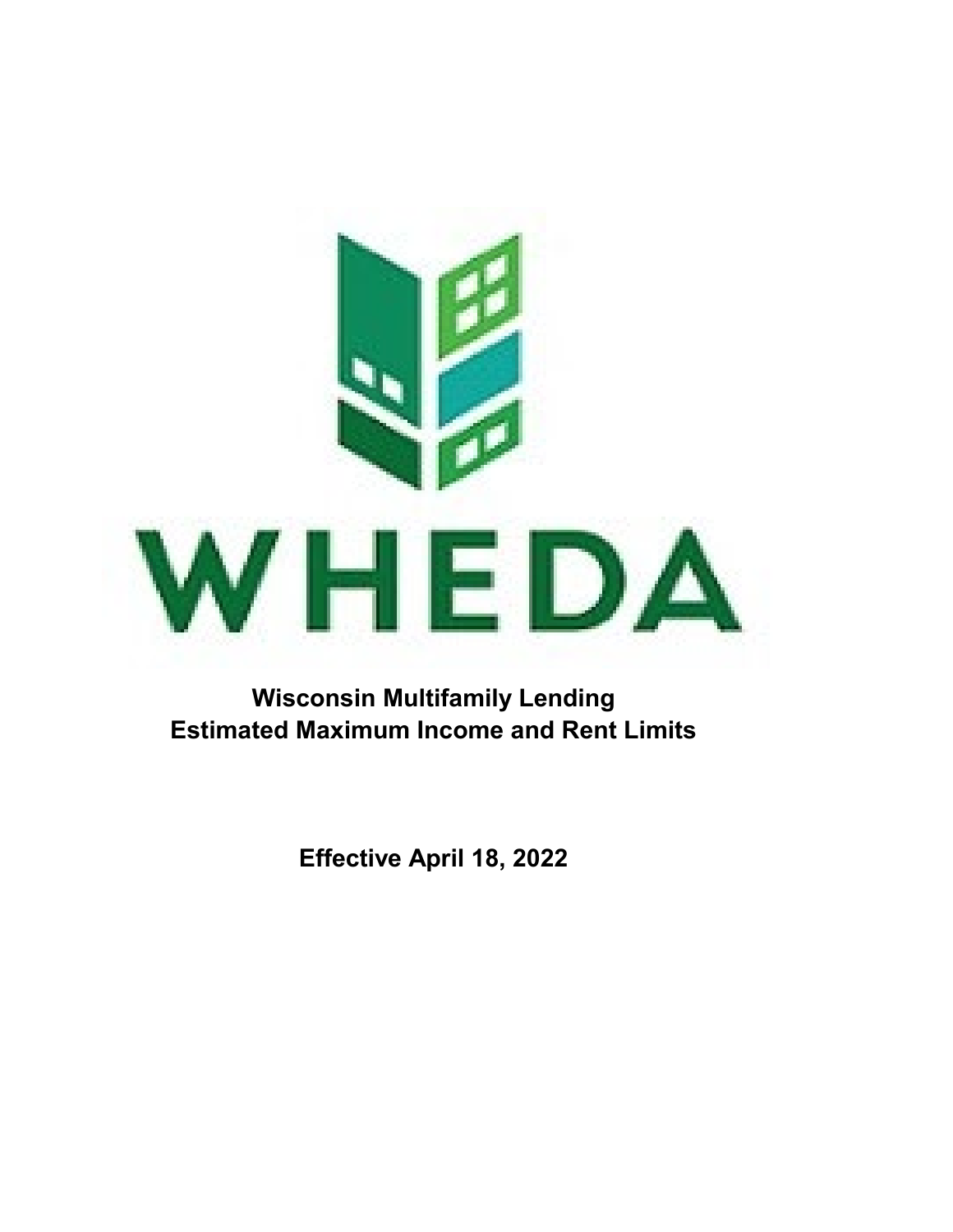# WHEDA

## Wisconsin Multifamily Lending
## Estimated Maximum Income and Rent Limits

**Effective April 18, 2022**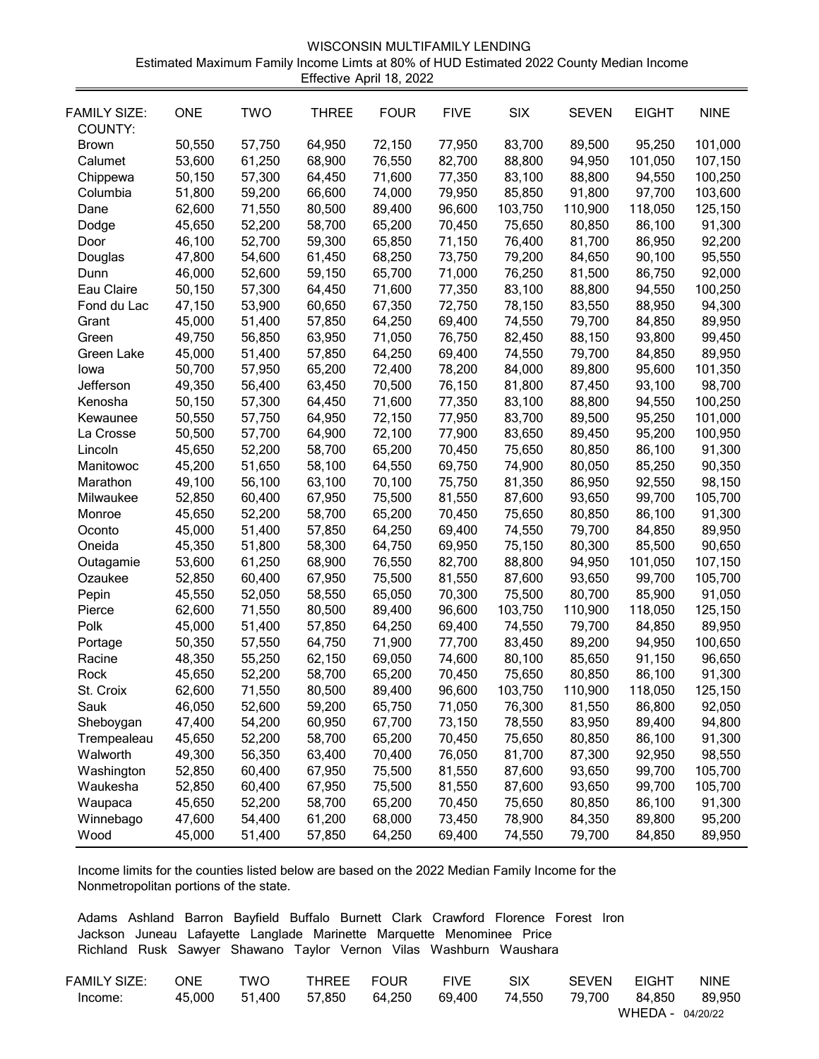# WISCONSIN MULTIFAMILY LENDING

Estimated Maximum Family Income Limts at 80% of HUD Estimated 2022 County Median Income
Effective April 18, 2022

| FAMILY SIZE: | ONE | TWO | THREE | FOUR | FIVE | SIX | SEVEN | EIGHT | NINE |
|---|---|---|---|---|---|---|---|---|---|
| COUNTY: | | | | | | | | | |
| Brown | 50,550 | 57,750 | 64,950 | 72,150 | 77,950 | 83,700 | 89,500 | 95,250 | 101,000 |
| Calumet | 53,600 | 61,250 | 68,900 | 76,550 | 82,700 | 88,800 | 94,950 | 101,050 | 107,150 |
| Chippewa | 50,150 | 57,300 | 64,450 | 71,600 | 77,350 | 83,100 | 88,800 | 94,550 | 100,250 |
| Columbia | 51,800 | 59,200 | 66,600 | 74,000 | 79,950 | 85,850 | 91,800 | 97,700 | 103,600 |
| Dane | 62,600 | 71,550 | 80,500 | 89,400 | 96,600 | 103,750 | 110,900 | 118,050 | 125,150 |
| Dodge | 45,650 | 52,200 | 58,700 | 65,200 | 70,450 | 75,650 | 80,850 | 86,100 | 91,300 |
| Door | 46,100 | 52,700 | 59,300 | 65,850 | 71,150 | 76,400 | 81,700 | 86,950 | 92,200 |
| Douglas | 47,800 | 54,600 | 61,450 | 68,250 | 73,750 | 79,200 | 84,650 | 90,100 | 95,550 |
| Dunn | 46,000 | 52,600 | 59,150 | 65,700 | 71,000 | 76,250 | 81,500 | 86,750 | 92,000 |
| Eau Claire | 50,150 | 57,300 | 64,450 | 71,600 | 77,350 | 83,100 | 88,800 | 94,550 | 100,250 |
| Fond du Lac | 47,150 | 53,900 | 60,650 | 67,350 | 72,750 | 78,150 | 83,550 | 88,950 | 94,300 |
| Grant | 45,000 | 51,400 | 57,850 | 64,250 | 69,400 | 74,550 | 79,700 | 84,850 | 89,950 |
| Green | 49,750 | 56,850 | 63,950 | 71,050 | 76,750 | 82,450 | 88,150 | 93,800 | 99,450 |
| Green Lake | 45,000 | 51,400 | 57,850 | 64,250 | 69,400 | 74,550 | 79,700 | 84,850 | 89,950 |
| Iowa | 50,700 | 57,950 | 65,200 | 72,400 | 78,200 | 84,000 | 89,800 | 95,600 | 101,350 |
| Jefferson | 49,350 | 56,400 | 63,450 | 70,500 | 76,150 | 81,800 | 87,450 | 93,100 | 98,700 |
| Kenosha | 50,150 | 57,300 | 64,450 | 71,600 | 77,350 | 83,100 | 88,800 | 94,550 | 100,250 |
| Kewaunee | 50,550 | 57,750 | 64,950 | 72,150 | 77,950 | 83,700 | 89,500 | 95,250 | 101,000 |
| La Crosse | 50,500 | 57,700 | 64,900 | 72,100 | 77,900 | 83,650 | 89,450 | 95,200 | 100,950 |
| Lincoln | 45,650 | 52,200 | 58,700 | 65,200 | 70,450 | 75,650 | 80,850 | 86,100 | 91,300 |
| Manitowoc | 45,200 | 51,650 | 58,100 | 64,550 | 69,750 | 74,900 | 80,050 | 85,250 | 90,350 |
| Marathon | 49,100 | 56,100 | 63,100 | 70,100 | 75,750 | 81,350 | 86,950 | 92,550 | 98,150 |
| Milwaukee | 52,850 | 60,400 | 67,950 | 75,500 | 81,550 | 87,600 | 93,650 | 99,700 | 105,700 |
| Monroe | 45,650 | 52,200 | 58,700 | 65,200 | 70,450 | 75,650 | 80,850 | 86,100 | 91,300 |
| Oconto | 45,000 | 51,400 | 57,850 | 64,250 | 69,400 | 74,550 | 79,700 | 84,850 | 89,950 |
| Oneida | 45,350 | 51,800 | 58,300 | 64,750 | 69,950 | 75,150 | 80,300 | 85,500 | 90,650 |
| Outagamie | 53,600 | 61,250 | 68,900 | 76,550 | 82,700 | 88,800 | 94,950 | 101,050 | 107,150 |
| Ozaukee | 52,850 | 60,400 | 67,950 | 75,500 | 81,550 | 87,600 | 93,650 | 99,700 | 105,700 |
| Pepin | 45,550 | 52,050 | 58,550 | 65,050 | 70,300 | 75,500 | 80,700 | 85,900 | 91,050 |
| Pierce | 62,600 | 71,550 | 80,500 | 89,400 | 96,600 | 103,750 | 110,900 | 118,050 | 125,150 |
| Polk | 45,000 | 51,400 | 57,850 | 64,250 | 69,400 | 74,550 | 79,700 | 84,850 | 89,950 |
| Portage | 50,350 | 57,550 | 64,750 | 71,900 | 77,700 | 83,450 | 89,200 | 94,950 | 100,650 |
| Racine | 48,350 | 55,250 | 62,150 | 69,050 | 74,600 | 80,100 | 85,650 | 91,150 | 96,650 |
| Rock | 45,650 | 52,200 | 58,700 | 65,200 | 70,450 | 75,650 | 80,850 | 86,100 | 91,300 |
| St. Croix | 62,600 | 71,550 | 80,500 | 89,400 | 96,600 | 103,750 | 110,900 | 118,050 | 125,150 |
| Sauk | 46,050 | 52,600 | 59,200 | 65,750 | 71,050 | 76,300 | 81,550 | 86,800 | 92,050 |
| Sheboygan | 47,400 | 54,200 | 60,950 | 67,700 | 73,150 | 78,550 | 83,950 | 89,400 | 94,800 |
| Trempealeau | 45,650 | 52,200 | 58,700 | 65,200 | 70,450 | 75,650 | 80,850 | 86,100 | 91,300 |
| Walworth | 49,300 | 56,350 | 63,400 | 70,400 | 76,050 | 81,700 | 87,300 | 92,950 | 98,550 |
| Washington | 52,850 | 60,400 | 67,950 | 75,500 | 81,550 | 87,600 | 93,650 | 99,700 | 105,700 |
| Waukesha | 52,850 | 60,400 | 67,950 | 75,500 | 81,550 | 87,600 | 93,650 | 99,700 | 105,700 |
| Waupaca | 45,650 | 52,200 | 58,700 | 65,200 | 70,450 | 75,650 | 80,850 | 86,100 | 91,300 |
| Winnebago | 47,600 | 54,400 | 61,200 | 68,000 | 73,450 | 78,900 | 84,350 | 89,800 | 95,200 |
| Wood | 45,000 | 51,400 | 57,850 | 64,250 | 69,400 | 74,550 | 79,700 | 84,850 | 89,950 |

Income limits for the counties listed below are based on the 2022 Median Family Income for the Nonmetropolitan portions of the state.

Adams Ashland Barron Bayfield Buffalo Burnett Clark Crawford Florence Forest Iron Jackson Juneau Lafayette Langlade Marinette Marquette Menominee Price Richland Rusk Sawyer Shawano Taylor Vernon Vilas Washburn Waushara

| FAMILY SIZE: | ONE | TWO | THREE | FOUR | FIVE | SIX | SEVEN | EIGHT | NINE |
|---|---|---|---|---|---|---|---|---|---|
| Income: | 45,000 | 51,400 | 57,850 | 64,250 | 69,400 | 74,550 | 79,700 | 84,850 | 89,950 |

WHEDA - 04/20/22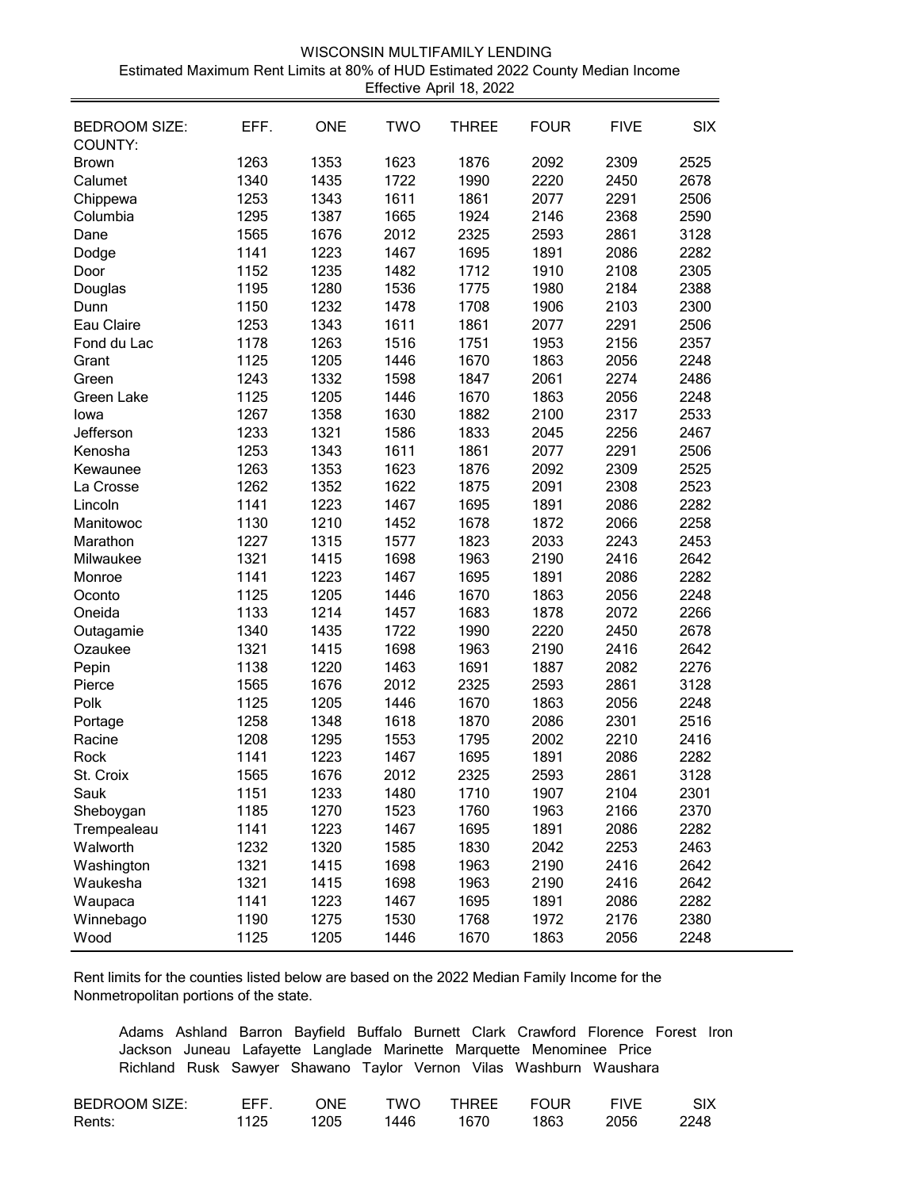WISCONSIN MULTIFAMILY LENDING

Estimated Maximum Rent Limits at 80% of HUD Estimated 2022 County Median Income

Effective April 18, 2022

| BEDROOM SIZE: | EFF. | ONE | TWO | THREE | FOUR | FIVE | SIX |
|---|---|---|---|---|---|---|---|
| COUNTY: | | | | | | | |
| Brown | 1263 | 1353 | 1623 | 1876 | 2092 | 2309 | 2525 |
| Calumet | 1340 | 1435 | 1722 | 1990 | 2220 | 2450 | 2678 |
| Chippewa | 1253 | 1343 | 1611 | 1861 | 2077 | 2291 | 2506 |
| Columbia | 1295 | 1387 | 1665 | 1924 | 2146 | 2368 | 2590 |
| Dane | 1565 | 1676 | 2012 | 2325 | 2593 | 2861 | 3128 |
| Dodge | 1141 | 1223 | 1467 | 1695 | 1891 | 2086 | 2282 |
| Door | 1152 | 1235 | 1482 | 1712 | 1910 | 2108 | 2305 |
| Douglas | 1195 | 1280 | 1536 | 1775 | 1980 | 2184 | 2388 |
| Dunn | 1150 | 1232 | 1478 | 1708 | 1906 | 2103 | 2300 |
| Eau Claire | 1253 | 1343 | 1611 | 1861 | 2077 | 2291 | 2506 |
| Fond du Lac | 1178 | 1263 | 1516 | 1751 | 1953 | 2156 | 2357 |
| Grant | 1125 | 1205 | 1446 | 1670 | 1863 | 2056 | 2248 |
| Green | 1243 | 1332 | 1598 | 1847 | 2061 | 2274 | 2486 |
| Green Lake | 1125 | 1205 | 1446 | 1670 | 1863 | 2056 | 2248 |
| Iowa | 1267 | 1358 | 1630 | 1882 | 2100 | 2317 | 2533 |
| Jefferson | 1233 | 1321 | 1586 | 1833 | 2045 | 2256 | 2467 |
| Kenosha | 1253 | 1343 | 1611 | 1861 | 2077 | 2291 | 2506 |
| Kewaunee | 1263 | 1353 | 1623 | 1876 | 2092 | 2309 | 2525 |
| La Crosse | 1262 | 1352 | 1622 | 1875 | 2091 | 2308 | 2523 |
| Lincoln | 1141 | 1223 | 1467 | 1695 | 1891 | 2086 | 2282 |
| Manitowoc | 1130 | 1210 | 1452 | 1678 | 1872 | 2066 | 2258 |
| Marathon | 1227 | 1315 | 1577 | 1823 | 2033 | 2243 | 2453 |
| Milwaukee | 1321 | 1415 | 1698 | 1963 | 2190 | 2416 | 2642 |
| Monroe | 1141 | 1223 | 1467 | 1695 | 1891 | 2086 | 2282 |
| Oconto | 1125 | 1205 | 1446 | 1670 | 1863 | 2056 | 2248 |
| Oneida | 1133 | 1214 | 1457 | 1683 | 1878 | 2072 | 2266 |
| Outagamie | 1340 | 1435 | 1722 | 1990 | 2220 | 2450 | 2678 |
| Ozaukee | 1321 | 1415 | 1698 | 1963 | 2190 | 2416 | 2642 |
| Pepin | 1138 | 1220 | 1463 | 1691 | 1887 | 2082 | 2276 |
| Pierce | 1565 | 1676 | 2012 | 2325 | 2593 | 2861 | 3128 |
| Polk | 1125 | 1205 | 1446 | 1670 | 1863 | 2056 | 2248 |
| Portage | 1258 | 1348 | 1618 | 1870 | 2086 | 2301 | 2516 |
| Racine | 1208 | 1295 | 1553 | 1795 | 2002 | 2210 | 2416 |
| Rock | 1141 | 1223 | 1467 | 1695 | 1891 | 2086 | 2282 |
| St. Croix | 1565 | 1676 | 2012 | 2325 | 2593 | 2861 | 3128 |
| Sauk | 1151 | 1233 | 1480 | 1710 | 1907 | 2104 | 2301 |
| Sheboygan | 1185 | 1270 | 1523 | 1760 | 1963 | 2166 | 2370 |
| Trempealeau | 1141 | 1223 | 1467 | 1695 | 1891 | 2086 | 2282 |
| Walworth | 1232 | 1320 | 1585 | 1830 | 2042 | 2253 | 2463 |
| Washington | 1321 | 1415 | 1698 | 1963 | 2190 | 2416 | 2642 |
| Waukesha | 1321 | 1415 | 1698 | 1963 | 2190 | 2416 | 2642 |
| Waupaca | 1141 | 1223 | 1467 | 1695 | 1891 | 2086 | 2282 |
| Winnebago | 1190 | 1275 | 1530 | 1768 | 1972 | 2176 | 2380 |
| Wood | 1125 | 1205 | 1446 | 1670 | 1863 | 2056 | 2248 |

Rent limits for the counties listed below are based on the 2022 Median Family Income for the Nonmetropolitan portions of the state.

Adams Ashland Barron Bayfield Buffalo Burnett Clark Crawford Florence Forest Iron
Jackson Juneau Lafayette Langlade Marinette Marquette Menominee Price
Richland Rusk Sawyer Shawano Taylor Vernon Vilas Washburn Waushara

| BEDROOM SIZE: | EFF. | ONE | TWO | THREE | FOUR | FIVE | SIX |
|---|---|---|---|---|---|---|---|
| Rents: | 1125 | 1205 | 1446 | 1670 | 1863 | 2056 | 2248 |